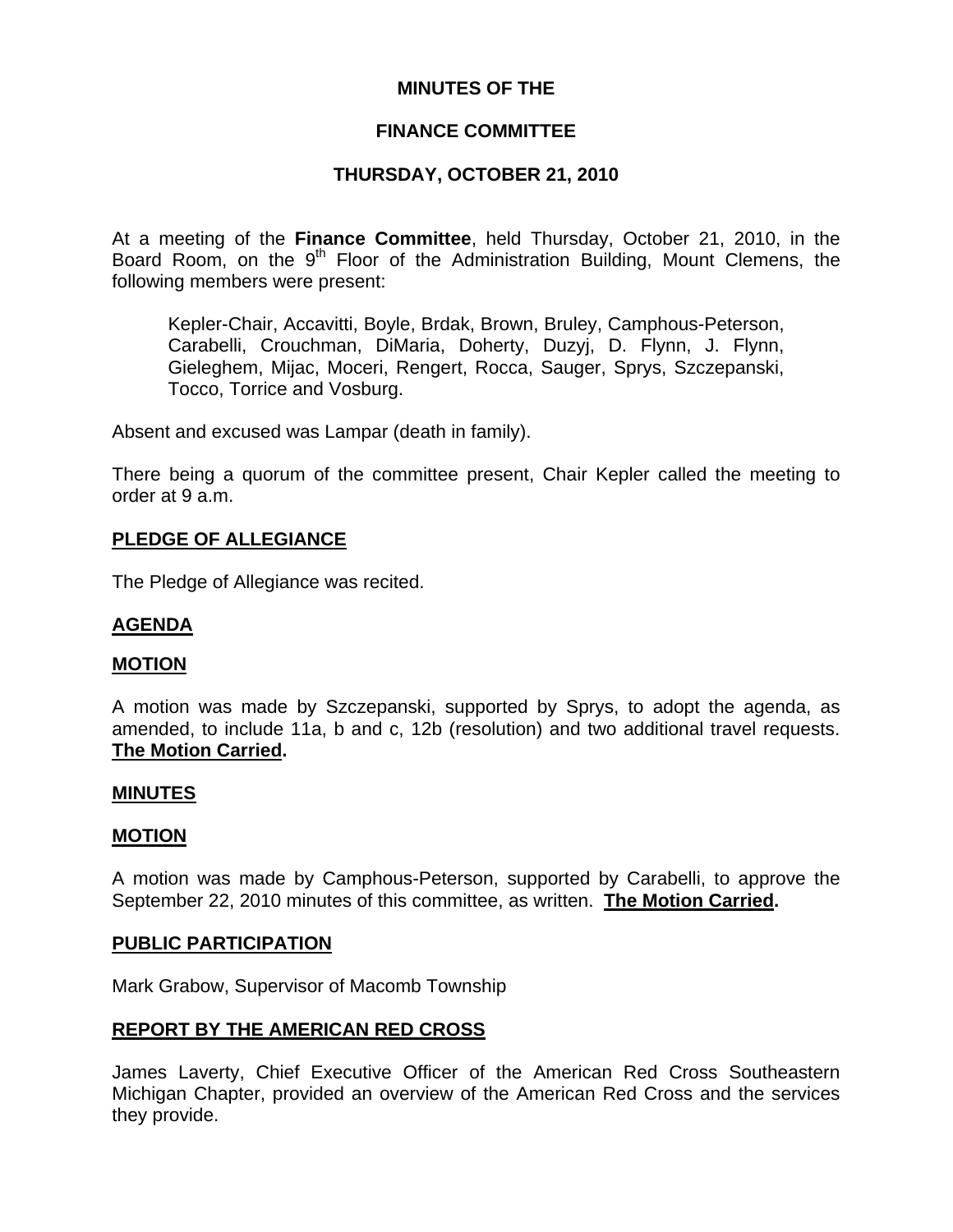**MINUTES OF THE**

**FINANCE COMMITTEE**

**THURSDAY, OCTOBER 21, 2010**

At a meeting of the **Finance Committee**, held Thursday, October 21, 2010, in the Board Room, on the 9th Floor of the Administration Building, Mount Clemens, the following members were present:

> Kepler-Chair, Accavitti, Boyle, Brdak, Brown, Bruley, Camphous-Peterson, Carabelli, Crouchman, DiMaria, Doherty, Duzyj, D. Flynn, J. Flynn, Gieleghem, Mijac, Moceri, Rengert, Rocca, Sauger, Sprys, Szczepanski, Tocco, Torrice and Vosburg.

Absent and excused was Lampar (death in family).

There being a quorum of the committee present, Chair Kepler called the meeting to order at 9 a.m.

## PLEDGE OF ALLEGIANCE

The Pledge of Allegiance was recited.

## AGENDA

### MOTION

A motion was made by Szczepanski, supported by Sprys, to adopt the agenda, as amended, to include 11a, b and c, 12b (resolution) and two additional travel requests. **The Motion Carried.**

## MINUTES

### MOTION

A motion was made by Camphous-Peterson, supported by Carabelli, to approve the September 22, 2010 minutes of this committee, as written. **The Motion Carried.**

## PUBLIC PARTICIPATION

Mark Grabow, Supervisor of Macomb Township

## REPORT BY THE AMERICAN RED CROSS

James Laverty, Chief Executive Officer of the American Red Cross Southeastern Michigan Chapter, provided an overview of the American Red Cross and the services they provide.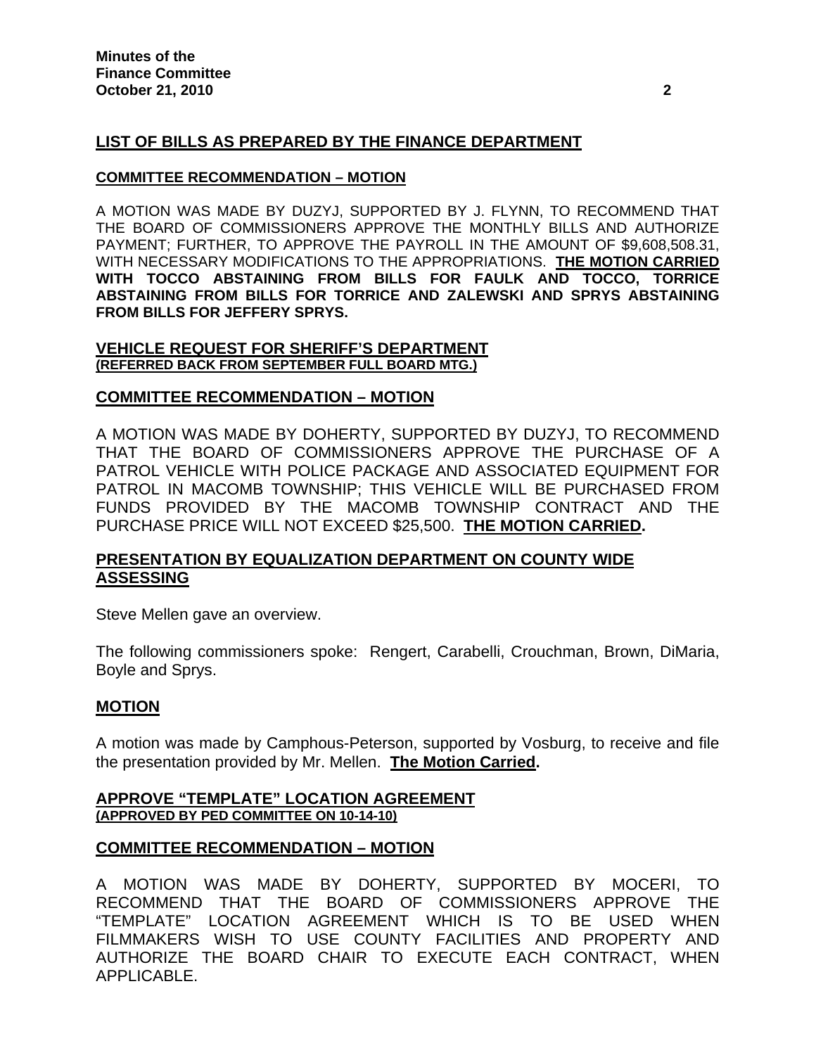## LIST OF BILLS AS PREPARED BY THE FINANCE DEPARTMENT

**COMMITTEE RECOMMENDATION – MOTION**

A MOTION WAS MADE BY DUZYJ, SUPPORTED BY J. FLYNN, TO RECOMMEND THAT THE BOARD OF COMMISSIONERS APPROVE THE MONTHLY BILLS AND AUTHORIZE PAYMENT; FURTHER, TO APPROVE THE PAYROLL IN THE AMOUNT OF $9,608,508.31, WITH NECESSARY MODIFICATIONS TO THE APPROPRIATIONS. **THE MOTION CARRIED WITH TOCCO ABSTAINING FROM BILLS FOR FAULK AND TOCCO, TORRICE ABSTAINING FROM BILLS FOR TORRICE AND ZALEWSKI AND SPRYS ABSTAINING FROM BILLS FOR JEFFERY SPRYS.**

## VEHICLE REQUEST FOR SHERIFF'S DEPARTMENT
**(REFERRED BACK FROM SEPTEMBER FULL BOARD MTG.)**

**COMMITTEE RECOMMENDATION – MOTION**

A MOTION WAS MADE BY DOHERTY, SUPPORTED BY DUZYJ, TO RECOMMEND THAT THE BOARD OF COMMISSIONERS APPROVE THE PURCHASE OF A PATROL VEHICLE WITH POLICE PACKAGE AND ASSOCIATED EQUIPMENT FOR PATROL IN MACOMB TOWNSHIP; THIS VEHICLE WILL BE PURCHASED FROM FUNDS PROVIDED BY THE MACOMB TOWNSHIP CONTRACT AND THE PURCHASE PRICE WILL NOT EXCEED $25,500. **THE MOTION CARRIED.**

## PRESENTATION BY EQUALIZATION DEPARTMENT ON COUNTY WIDE ASSESSING

Steve Mellen gave an overview.

The following commissioners spoke: Rengert, Carabelli, Crouchman, Brown, DiMaria, Boyle and Sprys.

**MOTION**

A motion was made by Camphous-Peterson, supported by Vosburg, to receive and file the presentation provided by Mr. Mellen. **The Motion Carried.**

## APPROVE "TEMPLATE" LOCATION AGREEMENT
**(APPROVED BY PED COMMITTEE ON 10-14-10)**

**COMMITTEE RECOMMENDATION – MOTION**

A MOTION WAS MADE BY DOHERTY, SUPPORTED BY MOCERI, TO RECOMMEND THAT THE BOARD OF COMMISSIONERS APPROVE THE "TEMPLATE" LOCATION AGREEMENT WHICH IS TO BE USED WHEN FILMMAKERS WISH TO USE COUNTY FACILITIES AND PROPERTY AND AUTHORIZE THE BOARD CHAIR TO EXECUTE EACH CONTRACT, WHEN APPLICABLE.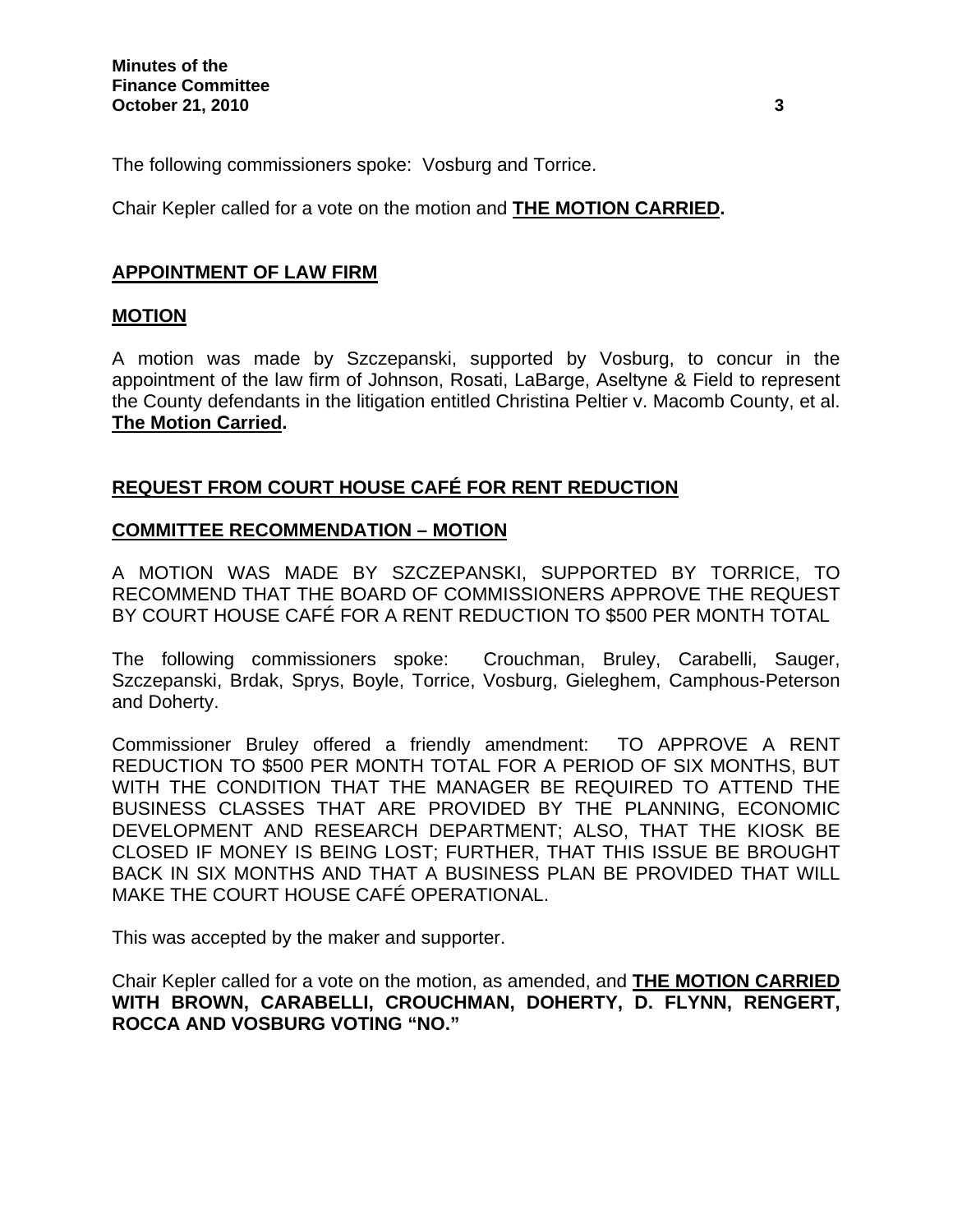The following commissioners spoke: Vosburg and Torrice.

Chair Kepler called for a vote on the motion and **THE MOTION CARRIED.**

## APPOINTMENT OF LAW FIRM

### MOTION

A motion was made by Szczepanski, supported by Vosburg, to concur in the appointment of the law firm of Johnson, Rosati, LaBarge, Aseltyne & Field to represent the County defendants in the litigation entitled Christina Peltier v. Macomb County, et al. **The Motion Carried.**

## REQUEST FROM COURT HOUSE CAFÉ FOR RENT REDUCTION

### COMMITTEE RECOMMENDATION – MOTION

A MOTION WAS MADE BY SZCZEPANSKI, SUPPORTED BY TORRICE, TO RECOMMEND THAT THE BOARD OF COMMISSIONERS APPROVE THE REQUEST BY COURT HOUSE CAFÉ FOR A RENT REDUCTION TO $500 PER MONTH TOTAL

The following commissioners spoke: Crouchman, Bruley, Carabelli, Sauger, Szczepanski, Brdak, Sprys, Boyle, Torrice, Vosburg, Gieleghem, Camphous-Peterson and Doherty.

Commissioner Bruley offered a friendly amendment: TO APPROVE A RENT REDUCTION TO $500 PER MONTH TOTAL FOR A PERIOD OF SIX MONTHS, BUT WITH THE CONDITION THAT THE MANAGER BE REQUIRED TO ATTEND THE BUSINESS CLASSES THAT ARE PROVIDED BY THE PLANNING, ECONOMIC DEVELOPMENT AND RESEARCH DEPARTMENT; ALSO, THAT THE KIOSK BE CLOSED IF MONEY IS BEING LOST; FURTHER, THAT THIS ISSUE BE BROUGHT BACK IN SIX MONTHS AND THAT A BUSINESS PLAN BE PROVIDED THAT WILL MAKE THE COURT HOUSE CAFÉ OPERATIONAL.

This was accepted by the maker and supporter.

Chair Kepler called for a vote on the motion, as amended, and **THE MOTION CARRIED WITH BROWN, CARABELLI, CROUCHMAN, DOHERTY, D. FLYNN, RENGERT, ROCCA AND VOSBURG VOTING "NO."**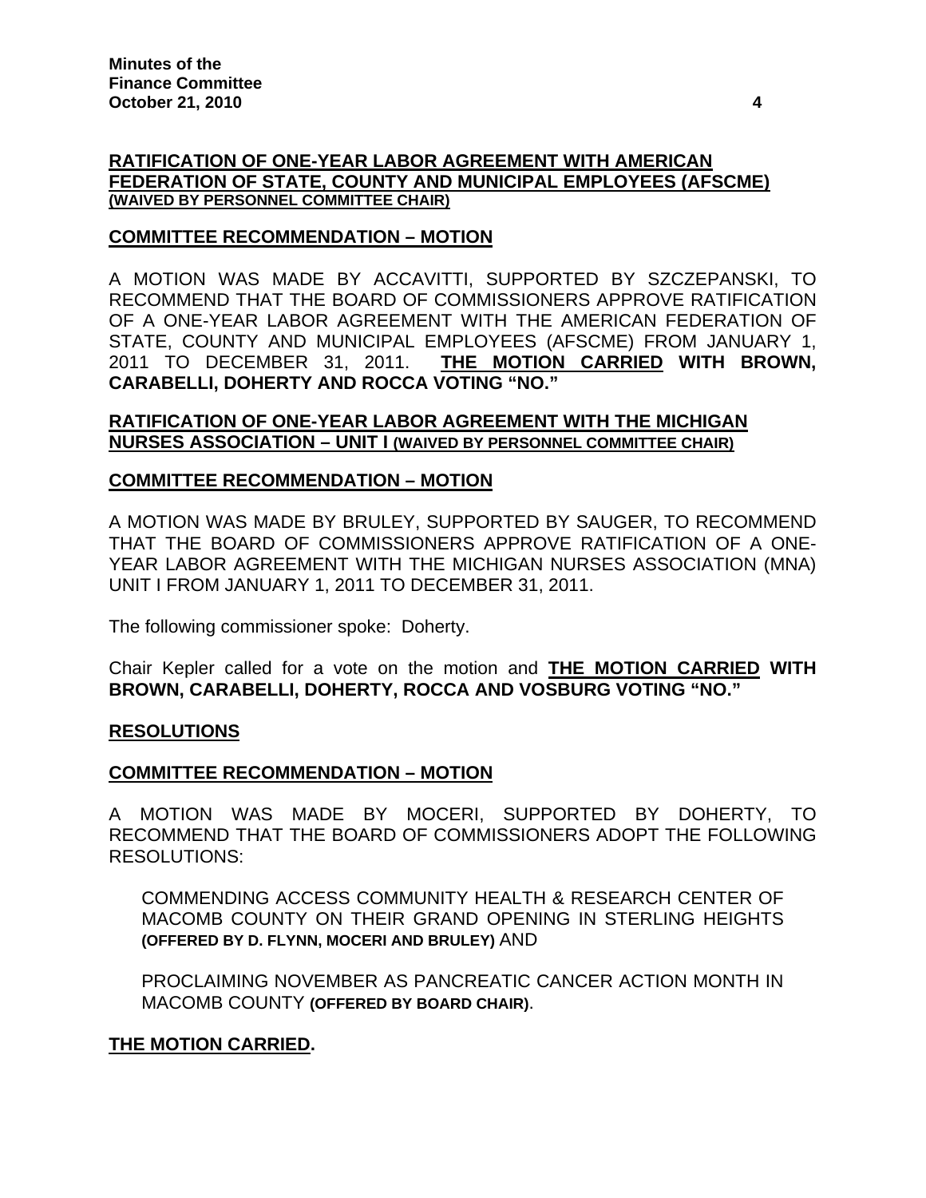**RATIFICATION OF ONE-YEAR LABOR AGREEMENT WITH AMERICAN FEDERATION OF STATE, COUNTY AND MUNICIPAL EMPLOYEES (AFSCME) (WAIVED BY PERSONNEL COMMITTEE CHAIR)**

**COMMITTEE RECOMMENDATION – MOTION**

A MOTION WAS MADE BY ACCAVITTI, SUPPORTED BY SZCZEPANSKI, TO RECOMMEND THAT THE BOARD OF COMMISSIONERS APPROVE RATIFICATION OF A ONE-YEAR LABOR AGREEMENT WITH THE AMERICAN FEDERATION OF STATE, COUNTY AND MUNICIPAL EMPLOYEES (AFSCME) FROM JANUARY 1, 2011 TO DECEMBER 31, 2011. **THE MOTION CARRIED WITH BROWN, CARABELLI, DOHERTY AND ROCCA VOTING "NO."**

**RATIFICATION OF ONE-YEAR LABOR AGREEMENT WITH THE MICHIGAN NURSES ASSOCIATION – UNIT I (WAIVED BY PERSONNEL COMMITTEE CHAIR)**

**COMMITTEE RECOMMENDATION – MOTION**

A MOTION WAS MADE BY BRULEY, SUPPORTED BY SAUGER, TO RECOMMEND THAT THE BOARD OF COMMISSIONERS APPROVE RATIFICATION OF A ONE-YEAR LABOR AGREEMENT WITH THE MICHIGAN NURSES ASSOCIATION (MNA) UNIT I FROM JANUARY 1, 2011 TO DECEMBER 31, 2011.

The following commissioner spoke: Doherty.

Chair Kepler called for a vote on the motion and **THE MOTION CARRIED WITH BROWN, CARABELLI, DOHERTY, ROCCA AND VOSBURG VOTING "NO."**

**RESOLUTIONS**

**COMMITTEE RECOMMENDATION – MOTION**

A MOTION WAS MADE BY MOCERI, SUPPORTED BY DOHERTY, TO RECOMMEND THAT THE BOARD OF COMMISSIONERS ADOPT THE FOLLOWING RESOLUTIONS:

COMMENDING ACCESS COMMUNITY HEALTH & RESEARCH CENTER OF MACOMB COUNTY ON THEIR GRAND OPENING IN STERLING HEIGHTS **(OFFERED BY D. FLYNN, MOCERI AND BRULEY)** AND

PROCLAIMING NOVEMBER AS PANCREATIC CANCER ACTION MONTH IN MACOMB COUNTY **(OFFERED BY BOARD CHAIR)**.

**THE MOTION CARRIED.**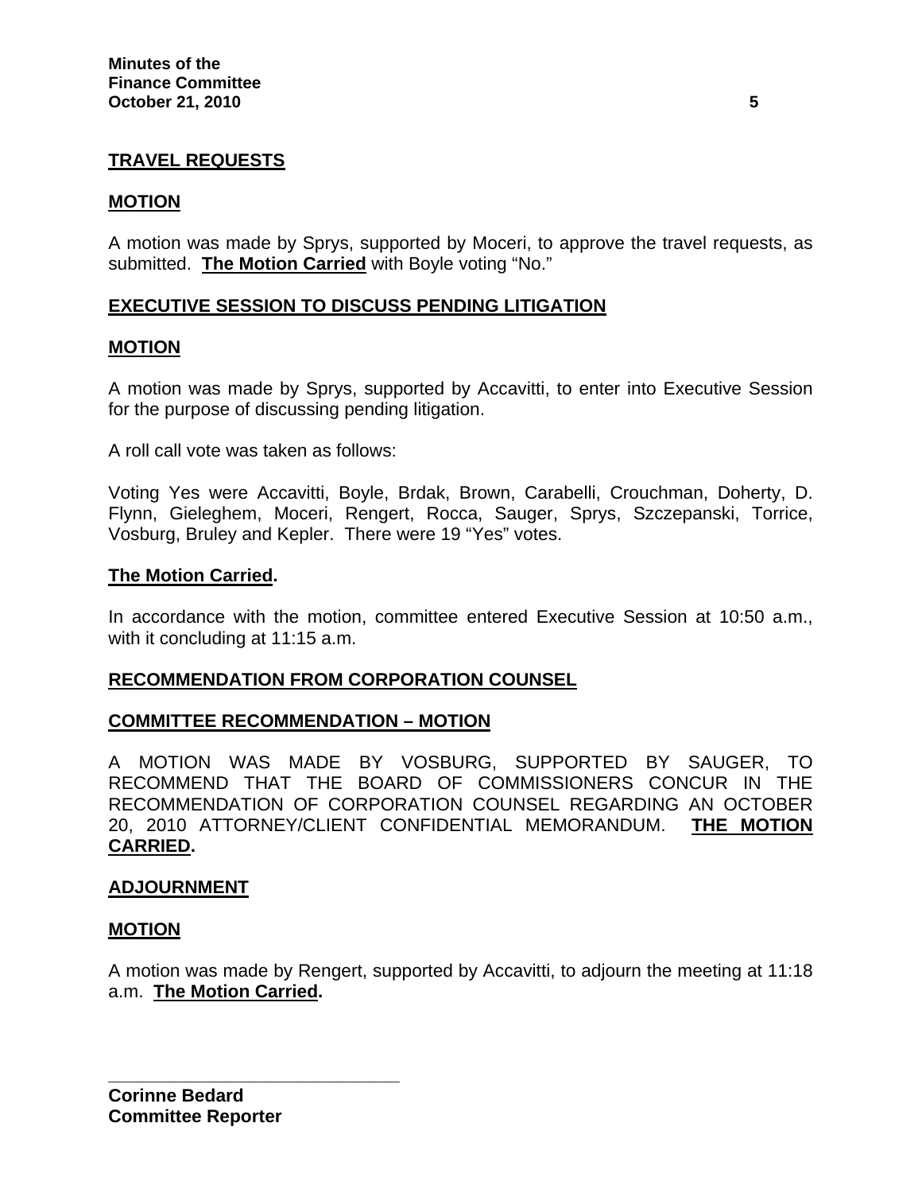**TRAVEL REQUESTS**

**MOTION**

A motion was made by Sprys, supported by Moceri, to approve the travel requests, as submitted. **The Motion Carried** with Boyle voting "No."

**EXECUTIVE SESSION TO DISCUSS PENDING LITIGATION**

**MOTION**

A motion was made by Sprys, supported by Accavitti, to enter into Executive Session for the purpose of discussing pending litigation.

A roll call vote was taken as follows:

Voting Yes were Accavitti, Boyle, Brdak, Brown, Carabelli, Crouchman, Doherty, D. Flynn, Gieleghem, Moceri, Rengert, Rocca, Sauger, Sprys, Szczepanski, Torrice, Vosburg, Bruley and Kepler. There were 19 "Yes" votes.

**The Motion Carried.**

In accordance with the motion, committee entered Executive Session at 10:50 a.m., with it concluding at 11:15 a.m.

**RECOMMENDATION FROM CORPORATION COUNSEL**

**COMMITTEE RECOMMENDATION – MOTION**

A MOTION WAS MADE BY VOSBURG, SUPPORTED BY SAUGER, TO RECOMMEND THAT THE BOARD OF COMMISSIONERS CONCUR IN THE RECOMMENDATION OF CORPORATION COUNSEL REGARDING AN OCTOBER 20, 2010 ATTORNEY/CLIENT CONFIDENTIAL MEMORANDUM. **THE MOTION CARRIED.**

**ADJOURNMENT**

**MOTION**

A motion was made by Rengert, supported by Accavitti, to adjourn the meeting at 11:18 a.m. **The Motion Carried.**

\_\_\_\_\_\_\_\_\_\_\_\_\_\_\_\_\_\_\_\_\_\_\_\_\_\_\_\_\_\_\_\_

**Corinne Bedard**
**Committee Reporter**